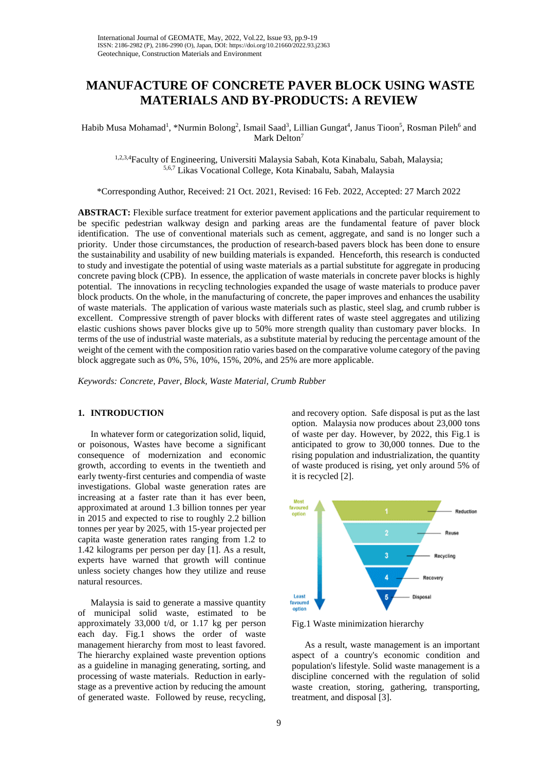# MANUFACTURE OF CONCRETE PAVER BLOCK USING WASTE MATERIALS AND BY-PRODUCTS: A REVIEW

Habib Musa Mohamad[1], *Nurmin Bolong[2], Ismail Saad[3], Lillian Gungat[4], Janus Tioon[5], Rosman Pileh[6] and Mark Delton[7]

[1,2,3,4]Faculty of Engineering, Universiti Malaysia Sabah, Kota Kinabalu, Sabah, Malaysia;
[5,6,7] Likas Vocational College, Kota Kinabalu, Sabah, Malaysia

*Corresponding Author, Received: 21 Oct. 2021, Revised: 16 Feb. 2022, Accepted: 27 March 2022

**ABSTRACT:** Flexible surface treatment for exterior pavement applications and the particular requirement to be specific pedestrian walkway design and parking areas are the fundamental feature of paver block identification. The use of conventional materials such as cement, aggregate, and sand is no longer such a priority. Under those circumstances, the production of research-based pavers block has been done to ensure the sustainability and usability of new building materials is expanded. Henceforth, this research is conducted to study and investigate the potential of using waste materials as a partial substitute for aggregate in producing concrete paving block (CPB). In essence, the application of waste materials in concrete paver blocks is highly potential. The innovations in recycling technologies expanded the usage of waste materials to produce paver block products. On the whole, in the manufacturing of concrete, the paper improves and enhances the usability of waste materials. The application of various waste materials such as plastic, steel slag, and crumb rubber is excellent. Compressive strength of paver blocks with different rates of waste steel aggregates and utilizing elastic cushions shows paver blocks give up to 50% more strength quality than customary paver blocks. In terms of the use of industrial waste materials, as a substitute material by reducing the percentage amount of the weight of the cement with the composition ratio varies based on the comparative volume category of the paving block aggregate such as 0%, 5%, 10%, 15%, 20%, and 25% are more applicable.

*Keywords: Concrete, Paver, Block, Waste Material, Crumb Rubber*

## 1. INTRODUCTION

In whatever form or categorization solid, liquid, or poisonous, Wastes have become a significant consequence of modernization and economic growth, according to events in the twentieth and early twenty-first centuries and compendia of waste investigations. Global waste generation rates are increasing at a faster rate than it has ever been, approximated at around 1.3 billion tonnes per year in 2015 and expected to rise to roughly 2.2 billion tonnes per year by 2025, with 15-year projected per capita waste generation rates ranging from 1.2 to 1.42 kilograms per person per day [1]. As a result, experts have warned that growth will continue unless society changes how they utilize and reuse natural resources.

Malaysia is said to generate a massive quantity of municipal solid waste, estimated to be approximately 33,000 t/d, or 1.17 kg per person each day. Fig.1 shows the order of waste management hierarchy from most to least favored. The hierarchy explained waste prevention options as a guideline in managing generating, sorting, and processing of waste materials. Reduction in early-stage as a preventive action by reducing the amount of generated waste. Followed by reuse, recycling, and recovery option. Safe disposal is put as the last option. Malaysia now produces about 23,000 tons of waste per day. However, by 2022, this Fig.1 is anticipated to grow to 30,000 tonnes. Due to the rising population and industrialization, the quantity of waste produced is rising, yet only around 5% of it is recycled [2].

Fig.1 Waste minimization hierarchy

As a result, waste management is an important aspect of a country's economic condition and population's lifestyle. Solid waste management is a discipline concerned with the regulation of solid waste creation, storing, gathering, transporting, treatment, and disposal [3].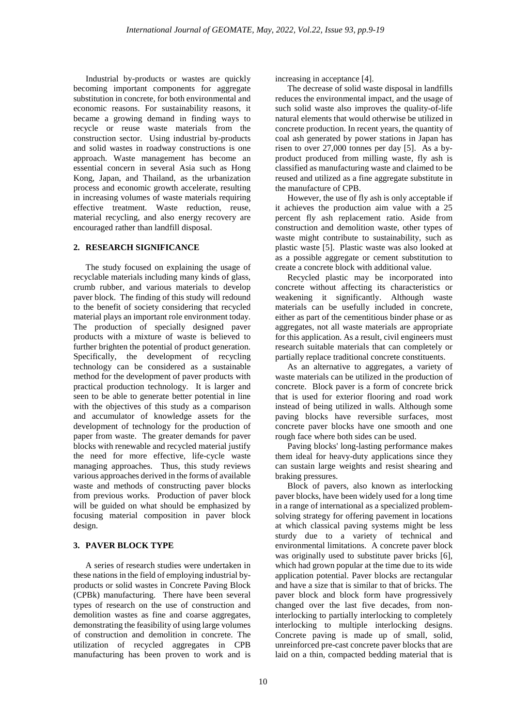Industrial by-products or wastes are quickly becoming important components for aggregate substitution in concrete, for both environmental and economic reasons. For sustainability reasons, it became a growing demand in finding ways to recycle or reuse waste materials from the construction sector. Using industrial by-products and solid wastes in roadway constructions is one approach. Waste management has become an essential concern in several Asia such as Hong Kong, Japan, and Thailand, as the urbanization process and economic growth accelerate, resulting in increasing volumes of waste materials requiring effective treatment. Waste reduction, reuse, material recycling, and also energy recovery are encouraged rather than landfill disposal.

## 2. RESEARCH SIGNIFICANCE

The study focused on explaining the usage of recyclable materials including many kinds of glass, crumb rubber, and various materials to develop paver block. The finding of this study will redound to the benefit of society considering that recycled material plays an important role environment today. The production of specially designed paver products with a mixture of waste is believed to further brighten the potential of product generation. Specifically, the development of recycling technology can be considered as a sustainable method for the development of paver products with practical production technology. It is larger and seen to be able to generate better potential in line with the objectives of this study as a comparison and accumulator of knowledge assets for the development of technology for the production of paper from waste. The greater demands for paver blocks with renewable and recycled material justify the need for more effective, life-cycle waste managing approaches. Thus, this study reviews various approaches derived in the forms of available waste and methods of constructing paver blocks from previous works. Production of paver block will be guided on what should be emphasized by focusing material composition in paver block design.

## 3. PAVER BLOCK TYPE

A series of research studies were undertaken in these nations in the field of employing industrial by-products or solid wastes in Concrete Paving Block (CPBk) manufacturing. There have been several types of research on the use of construction and demolition wastes as fine and coarse aggregates, demonstrating the feasibility of using large volumes of construction and demolition in concrete. The utilization of recycled aggregates in CPB manufacturing has been proven to work and is increasing in acceptance [4].

The decrease of solid waste disposal in landfills reduces the environmental impact, and the usage of such solid waste also improves the quality-of-life natural elements that would otherwise be utilized in concrete production. In recent years, the quantity of coal ash generated by power stations in Japan has risen to over 27,000 tonnes per day [5]. As a by-product produced from milling waste, fly ash is classified as manufacturing waste and claimed to be reused and utilized as a fine aggregate substitute in the manufacture of CPB.

However, the use of fly ash is only acceptable if it achieves the production aim value with a 25 percent fly ash replacement ratio. Aside from construction and demolition waste, other types of waste might contribute to sustainability, such as plastic waste [5]. Plastic waste was also looked at as a possible aggregate or cement substitution to create a concrete block with additional value.

Recycled plastic may be incorporated into concrete without affecting its characteristics or weakening it significantly. Although waste materials can be usefully included in concrete, either as part of the cementitious binder phase or as aggregates, not all waste materials are appropriate for this application. As a result, civil engineers must research suitable materials that can completely or partially replace traditional concrete constituents.

As an alternative to aggregates, a variety of waste materials can be utilized in the production of concrete. Block paver is a form of concrete brick that is used for exterior flooring and road work instead of being utilized in walls. Although some paving blocks have reversible surfaces, most concrete paver blocks have one smooth and one rough face where both sides can be used.

Paving blocks' long-lasting performance makes them ideal for heavy-duty applications since they can sustain large weights and resist shearing and braking pressures.

Block of pavers, also known as interlocking paver blocks, have been widely used for a long time in a range of international as a specialized problem-solving strategy for offering pavement in locations at which classical paving systems might be less sturdy due to a variety of technical and environmental limitations. A concrete paver block was originally used to substitute paver bricks [6], which had grown popular at the time due to its wide application potential. Paver blocks are rectangular and have a size that is similar to that of bricks. The paver block and block form have progressively changed over the last five decades, from non-interlocking to partially interlocking to completely interlocking to multiple interlocking designs. Concrete paving is made up of small, solid, unreinforced pre-cast concrete paver blocks that are laid on a thin, compacted bedding material that is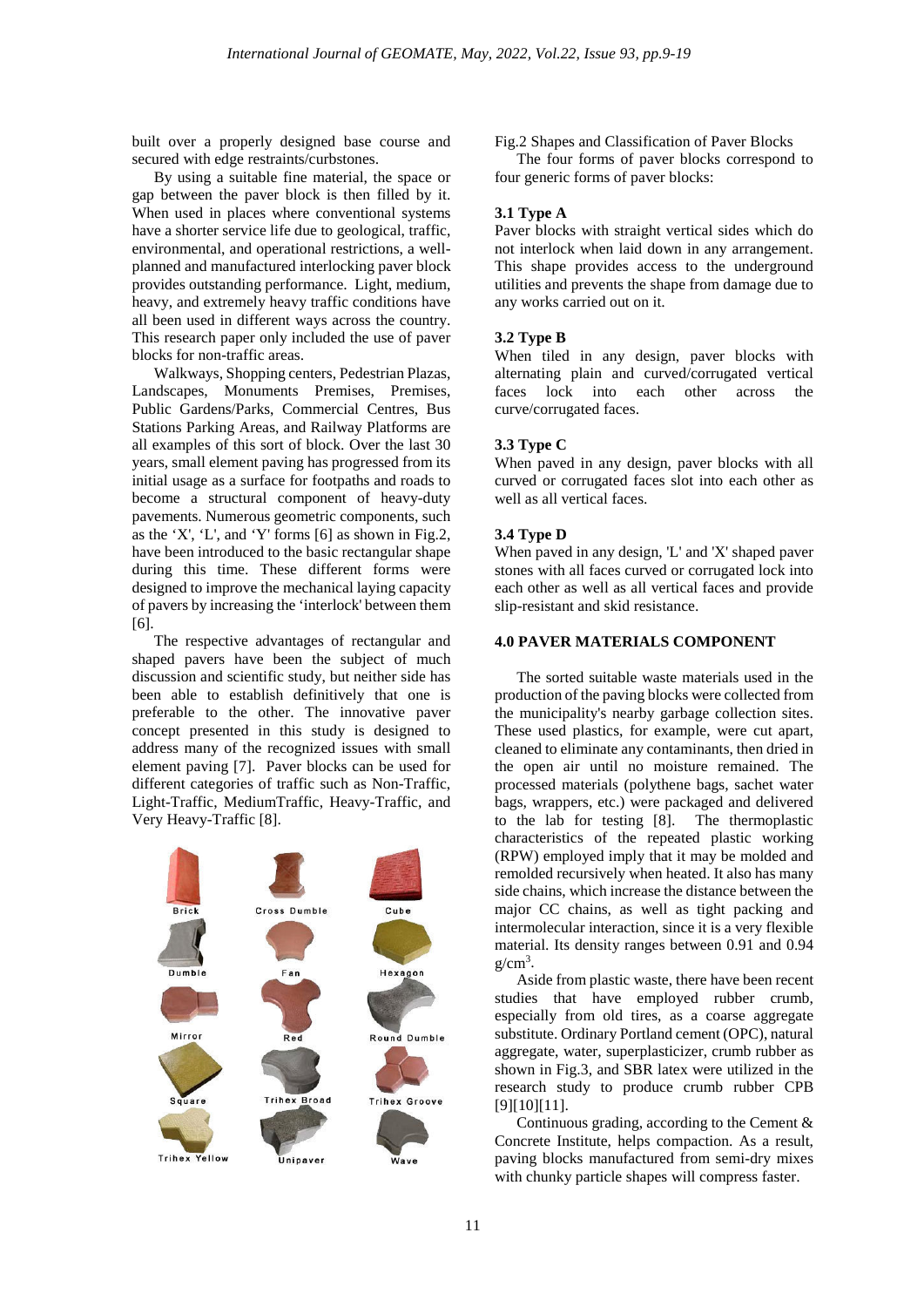built over a properly designed base course and secured with edge restraints/curbstones.

By using a suitable fine material, the space or gap between the paver block is then filled by it. When used in places where conventional systems have a shorter service life due to geological, traffic, environmental, and operational restrictions, a well-planned and manufactured interlocking paver block provides outstanding performance. Light, medium, heavy, and extremely heavy traffic conditions have all been used in different ways across the country. This research paper only included the use of paver blocks for non-traffic areas.

Walkways, Shopping centers, Pedestrian Plazas, Landscapes, Monuments Premises, Premises, Public Gardens/Parks, Commercial Centres, Bus Stations Parking Areas, and Railway Platforms are all examples of this sort of block. Over the last 30 years, small element paving has progressed from its initial usage as a surface for footpaths and roads to become a structural component of heavy-duty pavements. Numerous geometric components, such as the 'X', 'L', and 'Y' forms [6] as shown in Fig.2, have been introduced to the basic rectangular shape during this time. These different forms were designed to improve the mechanical laying capacity of pavers by increasing the 'interlock' between them [6].

The respective advantages of rectangular and shaped pavers have been the subject of much discussion and scientific study, but neither side has been able to establish definitively that one is preferable to the other. The innovative paver concept presented in this study is designed to address many of the recognized issues with small element paving [7]. Paver blocks can be used for different categories of traffic such as Non-Traffic, Light-Traffic, MediumTraffic, Heavy-Traffic, and Very Heavy-Traffic [8].

Brick, Cross Dumble, Cube, Dumble, Fan, Hexagon, Mirror, Red, Round Dumble, Square, Trihex Broad, Trihex Groove, Trihex Yellow, Unipaver, Wave

Fig.2 Shapes and Classification of Paver Blocks

The four forms of paver blocks correspond to four generic forms of paver blocks:

### 3.1 Type A

Paver blocks with straight vertical sides which do not interlock when laid down in any arrangement. This shape provides access to the underground utilities and prevents the shape from damage due to any works carried out on it.

### 3.2 Type B

When tiled in any design, paver blocks with alternating plain and curved/corrugated vertical faces lock into each other across the curve/corrugated faces.

### 3.3 Type C

When paved in any design, paver blocks with all curved or corrugated faces slot into each other as well as all vertical faces.

### 3.4 Type D

When paved in any design, 'L' and 'X' shaped paver stones with all faces curved or corrugated lock into each other as well as all vertical faces and provide slip-resistant and skid resistance.

## 4.0 PAVER MATERIALS COMPONENT

The sorted suitable waste materials used in the production of the paving blocks were collected from the municipality's nearby garbage collection sites. These used plastics, for example, were cut apart, cleaned to eliminate any contaminants, then dried in the open air until no moisture remained. The processed materials (polythene bags, sachet water bags, wrappers, etc.) were packaged and delivered to the lab for testing [8]. The thermoplastic characteristics of the repeated plastic working (RPW) employed imply that it may be molded and remolded recursively when heated. It also has many side chains, which increase the distance between the major CC chains, as well as tight packing and intermolecular interaction, since it is a very flexible material. Its density ranges between 0.91 and 0.94 g/cm$^3$.

Aside from plastic waste, there have been recent studies that have employed rubber crumb, especially from old tires, as a coarse aggregate substitute. Ordinary Portland cement (OPC), natural aggregate, water, superplasticizer, crumb rubber as shown in Fig.3, and SBR latex were utilized in the research study to produce crumb rubber CPB [9][10][11].

Continuous grading, according to the Cement & Concrete Institute, helps compaction. As a result, paving blocks manufactured from semi-dry mixes with chunky particle shapes will compress faster.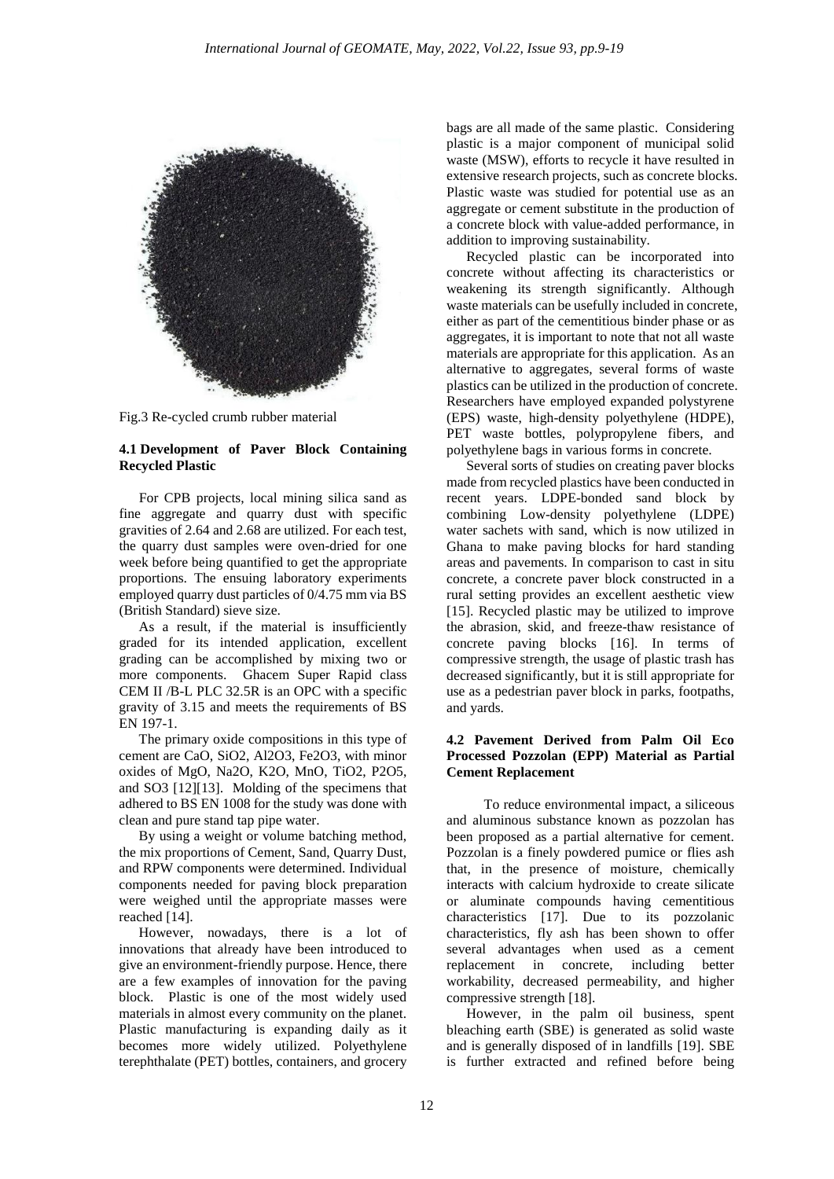Fig.3 Re-cycled crumb rubber material

### 4.1 Development of Paver Block Containing Recycled Plastic

For CPB projects, local mining silica sand as fine aggregate and quarry dust with specific gravities of 2.64 and 2.68 are utilized. For each test, the quarry dust samples were oven-dried for one week before being quantified to get the appropriate proportions. The ensuing laboratory experiments employed quarry dust particles of 0/4.75 mm via BS (British Standard) sieve size.

As a result, if the material is insufficiently graded for its intended application, excellent grading can be accomplished by mixing two or more components. Ghacem Super Rapid class CEM II /B-L PLC 32.5R is an OPC with a specific gravity of 3.15 and meets the requirements of BS EN 197-1.

The primary oxide compositions in this type of cement are CaO, $SiO_2$, $Al_2O_3$, $Fe_2O_3$, with minor oxides of MgO, $Na_2O$, $K_2O$, MnO, $TiO_2$, $P_2O_5$, and $SO_3$ [12][13]. Molding of the specimens that adhered to BS EN 1008 for the study was done with clean and pure stand tap pipe water.

By using a weight or volume batching method, the mix proportions of Cement, Sand, Quarry Dust, and RPW components were determined. Individual components needed for paving block preparation were weighed until the appropriate masses were reached [14].

However, nowadays, there is a lot of innovations that already have been introduced to give an environment-friendly purpose. Hence, there are a few examples of innovation for the paving block. Plastic is one of the most widely used materials in almost every community on the planet. Plastic manufacturing is expanding daily as it becomes more widely utilized. Polyethylene terephthalate (PET) bottles, containers, and grocery bags are all made of the same plastic. Considering plastic is a major component of municipal solid waste (MSW), efforts to recycle it have resulted in extensive research projects, such as concrete blocks. Plastic waste was studied for potential use as an aggregate or cement substitute in the production of a concrete block with value-added performance, in addition to improving sustainability.

Recycled plastic can be incorporated into concrete without affecting its characteristics or weakening its strength significantly. Although waste materials can be usefully included in concrete, either as part of the cementitious binder phase or as aggregates, it is important to note that not all waste materials are appropriate for this application. As an alternative to aggregates, several forms of waste plastics can be utilized in the production of concrete. Researchers have employed expanded polystyrene (EPS) waste, high-density polyethylene (HDPE), PET waste bottles, polypropylene fibers, and polyethylene bags in various forms in concrete.

Several sorts of studies on creating paver blocks made from recycled plastics have been conducted in recent years. LDPE-bonded sand block by combining Low-density polyethylene (LDPE) water sachets with sand, which is now utilized in Ghana to make paving blocks for hard standing areas and pavements. In comparison to cast in situ concrete, a concrete paver block constructed in a rural setting provides an excellent aesthetic view [15]. Recycled plastic may be utilized to improve the abrasion, skid, and freeze-thaw resistance of concrete paving blocks [16]. In terms of compressive strength, the usage of plastic trash has decreased significantly, but it is still appropriate for use as a pedestrian paver block in parks, footpaths, and yards.

### 4.2 Pavement Derived from Palm Oil Eco Processed Pozzolan (EPP) Material as Partial Cement Replacement

To reduce environmental impact, a siliceous and aluminous substance known as pozzolan has been proposed as a partial alternative for cement. Pozzolan is a finely powdered pumice or flies ash that, in the presence of moisture, chemically interacts with calcium hydroxide to create silicate or aluminate compounds having cementitious characteristics [17]. Due to its pozzolanic characteristics, fly ash has been shown to offer several advantages when used as a cement replacement in concrete, including better workability, decreased permeability, and higher compressive strength [18].

However, in the palm oil business, spent bleaching earth (SBE) is generated as solid waste and is generally disposed of in landfills [19]. SBE is further extracted and refined before being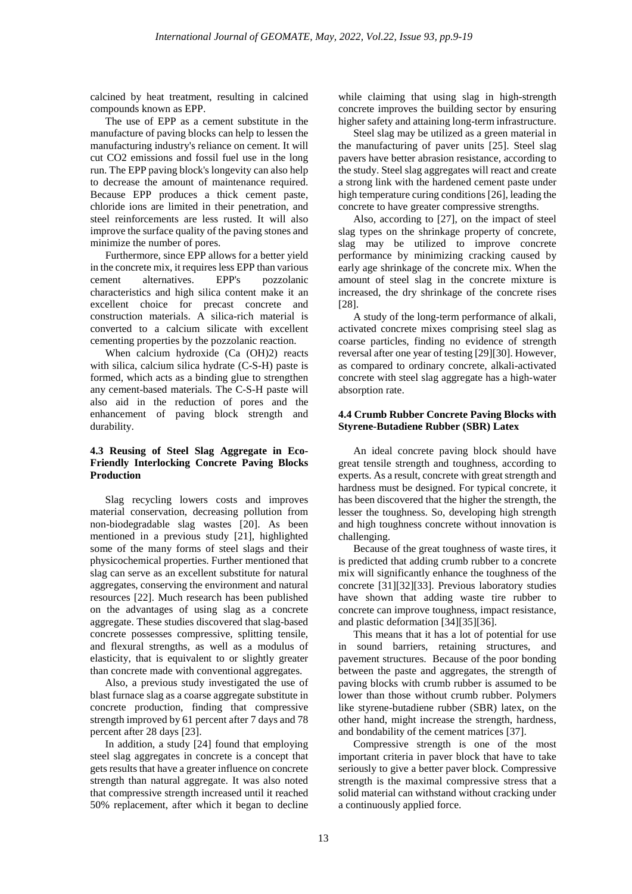calcined by heat treatment, resulting in calcined compounds known as EPP.

The use of EPP as a cement substitute in the manufacture of paving blocks can help to lessen the manufacturing industry's reliance on cement. It will cut $CO_2$ emissions and fossil fuel use in the long run. The EPP paving block's longevity can also help to decrease the amount of maintenance required. Because EPP produces a thick cement paste, chloride ions are limited in their penetration, and steel reinforcements are less rusted. It will also improve the surface quality of the paving stones and minimize the number of pores.

Furthermore, since EPP allows for a better yield in the concrete mix, it requires less EPP than various cement alternatives. EPP's pozzolanic characteristics and high silica content make it an excellent choice for precast concrete and construction materials. A silica-rich material is converted to a calcium silicate with excellent cementing properties by the pozzolanic reaction.

When calcium hydroxide ($Ca(OH)_2$) reacts with silica, calcium silica hydrate (C-S-H) paste is formed, which acts as a binding glue to strengthen any cement-based materials. The C-S-H paste will also aid in the reduction of pores and the enhancement of paving block strength and durability.

### 4.3 Reusing of Steel Slag Aggregate in Eco-Friendly Interlocking Concrete Paving Blocks Production

Slag recycling lowers costs and improves material conservation, decreasing pollution from non-biodegradable slag wastes [20]. As been mentioned in a previous study [21], highlighted some of the many forms of steel slags and their physicochemical properties. Further mentioned that slag can serve as an excellent substitute for natural aggregates, conserving the environment and natural resources [22]. Much research has been published on the advantages of using slag as a concrete aggregate. These studies discovered that slag-based concrete possesses compressive, splitting tensile, and flexural strengths, as well as a modulus of elasticity, that is equivalent to or slightly greater than concrete made with conventional aggregates.

Also, a previous study investigated the use of blast furnace slag as a coarse aggregate substitute in concrete production, finding that compressive strength improved by 61 percent after 7 days and 78 percent after 28 days [23].

In addition, a study [24] found that employing steel slag aggregates in concrete is a concept that gets results that have a greater influence on concrete strength than natural aggregate. It was also noted that compressive strength increased until it reached 50% replacement, after which it began to decline while claiming that using slag in high-strength concrete improves the building sector by ensuring higher safety and attaining long-term infrastructure.

Steel slag may be utilized as a green material in the manufacturing of paver units [25]. Steel slag pavers have better abrasion resistance, according to the study. Steel slag aggregates will react and create a strong link with the hardened cement paste under high temperature curing conditions [26], leading the concrete to have greater compressive strengths.

Also, according to [27], on the impact of steel slag types on the shrinkage property of concrete, slag may be utilized to improve concrete performance by minimizing cracking caused by early age shrinkage of the concrete mix. When the amount of steel slag in the concrete mixture is increased, the dry shrinkage of the concrete rises [28].

A study of the long-term performance of alkali, activated concrete mixes comprising steel slag as coarse particles, finding no evidence of strength reversal after one year of testing [29][30]. However, as compared to ordinary concrete, alkali-activated concrete with steel slag aggregate has a high-water absorption rate.

### 4.4 Crumb Rubber Concrete Paving Blocks with Styrene-Butadiene Rubber (SBR) Latex

An ideal concrete paving block should have great tensile strength and toughness, according to experts. As a result, concrete with great strength and hardness must be designed. For typical concrete, it has been discovered that the higher the strength, the lesser the toughness. So, developing high strength and high toughness concrete without innovation is challenging.

Because of the great toughness of waste tires, it is predicted that adding crumb rubber to a concrete mix will significantly enhance the toughness of the concrete [31][32][33]. Previous laboratory studies have shown that adding waste tire rubber to concrete can improve toughness, impact resistance, and plastic deformation [34][35][36].

This means that it has a lot of potential for use in sound barriers, retaining structures, and pavement structures. Because of the poor bonding between the paste and aggregates, the strength of paving blocks with crumb rubber is assumed to be lower than those without crumb rubber. Polymers like styrene-butadiene rubber (SBR) latex, on the other hand, might increase the strength, hardness, and bondability of the cement matrices [37].

Compressive strength is one of the most important criteria in paver block that have to take seriously to give a better paver block. Compressive strength is the maximal compressive stress that a solid material can withstand without cracking under a continuously applied force.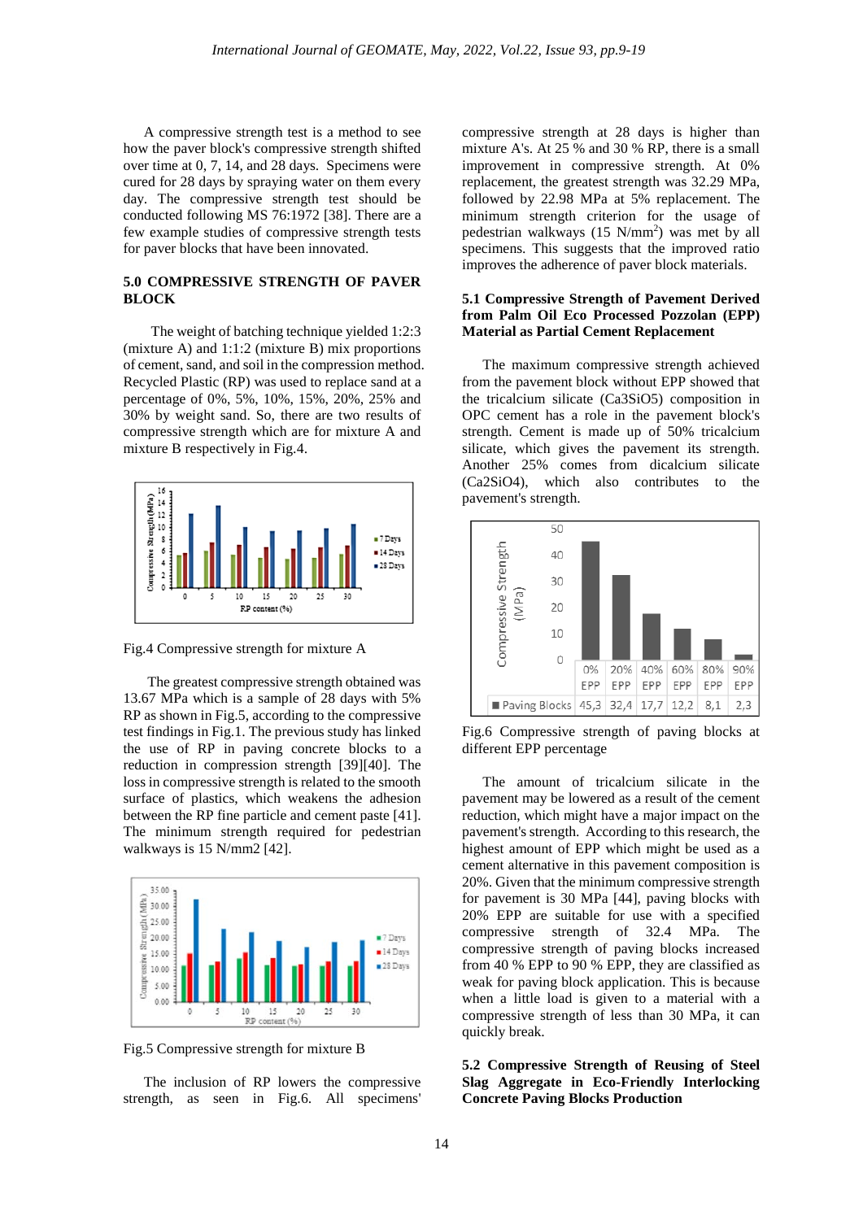A compressive strength test is a method to see how the paver block's compressive strength shifted over time at 0, 7, 14, and 28 days. Specimens were cured for 28 days by spraying water on them every day. The compressive strength test should be conducted following MS 76:1972 [38]. There are a few example studies of compressive strength tests for paver blocks that have been innovated.

## 5.0 COMPRESSIVE STRENGTH OF PAVER BLOCK

The weight of batching technique yielded 1:2:3 (mixture A) and 1:1:2 (mixture B) mix proportions of cement, sand, and soil in the compression method. Recycled Plastic (RP) was used to replace sand at a percentage of 0%, 5%, 10%, 15%, 20%, 25% and 30% by weight sand. So, there are two results of compressive strength which are for mixture A and mixture B respectively in Fig.4.

Fig.4 Compressive strength for mixture A

The greatest compressive strength obtained was 13.67 MPa which is a sample of 28 days with 5% RP as shown in Fig.5, according to the compressive test findings in Fig.1. The previous study has linked the use of RP in paving concrete blocks to a reduction in compression strength [39][40]. The loss in compressive strength is related to the smooth surface of plastics, which weakens the adhesion between the RP fine particle and cement paste [41]. The minimum strength required for pedestrian walkways is 15 N/mm2 [42].

Fig.5 Compressive strength for mixture B

The inclusion of RP lowers the compressive strength, as seen in Fig.6. All specimens' compressive strength at 28 days is higher than mixture A's. At 25 % and 30 % RP, there is a small improvement in compressive strength. At 0% replacement, the greatest strength was 32.29 MPa, followed by 22.98 MPa at 5% replacement. The minimum strength criterion for the usage of pedestrian walkways (15 $N/mm^2$) was met by all specimens. This suggests that the improved ratio improves the adherence of paver block materials.

### 5.1 Compressive Strength of Pavement Derived from Palm Oil Eco Processed Pozzolan (EPP) Material as Partial Cement Replacement

The maximum compressive strength achieved from the pavement block without EPP showed that the tricalcium silicate ($Ca3SiO5$) composition in OPC cement has a role in the pavement block's strength. Cement is made up of 50% tricalcium silicate, which gives the pavement its strength. Another 25% comes from dicalcium silicate ($Ca2SiO4$), which also contributes to the pavement's strength.

| | 0% EPP | 20% EPP | 40% EPP | 60% EPP | 80% EPP | 90% EPP |
|---|---|---|---|---|---|---|
| Paving Blocks | 45,3 | 32,4 | 17,7 | 12,2 | 8,1 | 2,3 |

Fig.6 Compressive strength of paving blocks at different EPP percentage

The amount of tricalcium silicate in the pavement may be lowered as a result of the cement reduction, which might have a major impact on the pavement's strength. According to this research, the highest amount of EPP which might be used as a cement alternative in this pavement composition is 20%. Given that the minimum compressive strength for pavement is 30 MPa [44], paving blocks with 20% EPP are suitable for use with a specified compressive strength of 32.4 MPa. The compressive strength of paving blocks increased from 40 % EPP to 90 % EPP, they are classified as weak for paving block application. This is because when a little load is given to a material with a compressive strength of less than 30 MPa, it can quickly break.

### 5.2 Compressive Strength of Reusing of Steel Slag Aggregate in Eco-Friendly Interlocking Concrete Paving Blocks Production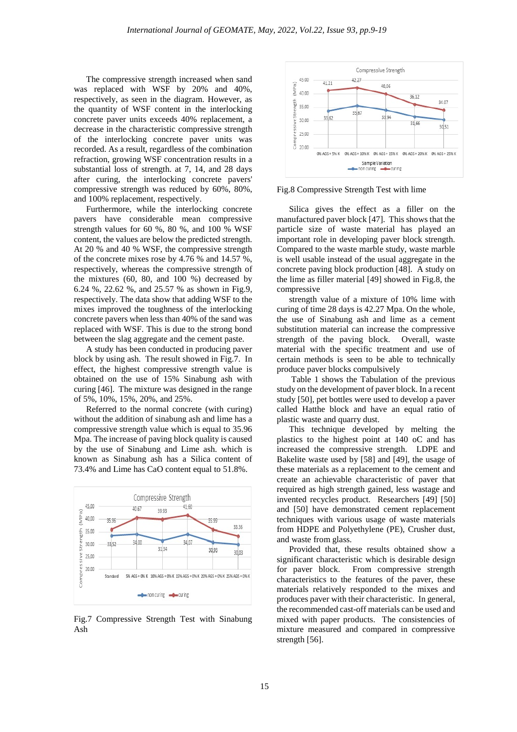The compressive strength increased when sand was replaced with WSF by 20% and 40%, respectively, as seen in the diagram. However, as the quantity of WSF content in the interlocking concrete paver units exceeds 40% replacement, a decrease in the characteristic compressive strength of the interlocking concrete paver units was recorded. As a result, regardless of the combination refraction, growing WSF concentration results in a substantial loss of strength. at 7, 14, and 28 days after curing, the interlocking concrete pavers' compressive strength was reduced by 60%, 80%, and 100% replacement, respectively.

Furthermore, while the interlocking concrete pavers have considerable mean compressive strength values for 60 %, 80 %, and 100 % WSF content, the values are below the predicted strength. At 20 % and 40 % WSF, the compressive strength of the concrete mixes rose by 4.76 % and 14.57 %, respectively, whereas the compressive strength of the mixtures (60, 80, and 100 %) decreased by 6.24 %, 22.62 %, and 25.57 % as shown in Fig.9, respectively. The data show that adding WSF to the mixes improved the toughness of the interlocking concrete pavers when less than 40% of the sand was replaced with WSF. This is due to the strong bond between the slag aggregate and the cement paste.

A study has been conducted in producing paver block by using ash. The result showed in Fig.7. In effect, the highest compressive strength value is obtained on the use of 15% Sinabung ash with curing [46]. The mixture was designed in the range of 5%, 10%, 15%, 20%, and 25%.

Referred to the normal concrete (with curing) without the addition of sinabung ash and lime has a compressive strength value which is equal to 35.96 Mpa. The increase of paving block quality is caused by the use of Sinabung and Lime ash. which is known as Sinabung ash has a Silica content of 73.4% and Lime has CaO content equal to 51.8%.

Fig.7 Compressive Strength Test with Sinabung Ash

Fig.8 Compressive Strength Test with lime

Silica gives the effect as a filler on the manufactured paver block [47]. This shows that the particle size of waste material has played an important role in developing paver block strength. Compared to the waste marble study, waste marble is well usable instead of the usual aggregate in the concrete paving block production [48]. A study on the lime as filler material [49] showed in Fig.8, the compressive strength value of a mixture of 10% lime with curing of time 28 days is 42.27 Mpa. On the whole, the use of Sinabung ash and lime as a cement substitution material can increase the compressive strength of the paving block. Overall, waste material with the specific treatment and use of certain methods is seen to be able to technically produce paver blocks compulsively

Table 1 shows the Tabulation of the previous study on the development of paver block. In a recent study [50], pet bottles were used to develop a paver called Hatthe block and have an equal ratio of plastic waste and quarry dust.

This technique developed by melting the plastics to the highest point at 140 oC and has increased the compressive strength. LDPE and Bakelite waste used by [58] and [49], the usage of these materials as a replacement to the cement and create an achievable characteristic of paver that required as high strength gained, less wastage and invented recycles product. Researchers [49] [50] and [50] have demonstrated cement replacement techniques with various usage of waste materials from HDPE and Polyethylene (PE), Crusher dust, and waste from glass.

Provided that, these results obtained show a significant characteristic which is desirable design for paver block. From compressive strength characteristics to the features of the paver, these materials relatively responded to the mixes and produces paver with their characteristic. In general, the recommended cast-off materials can be used and mixed with paper products. The consistencies of mixture measured and compared in compressive strength [56].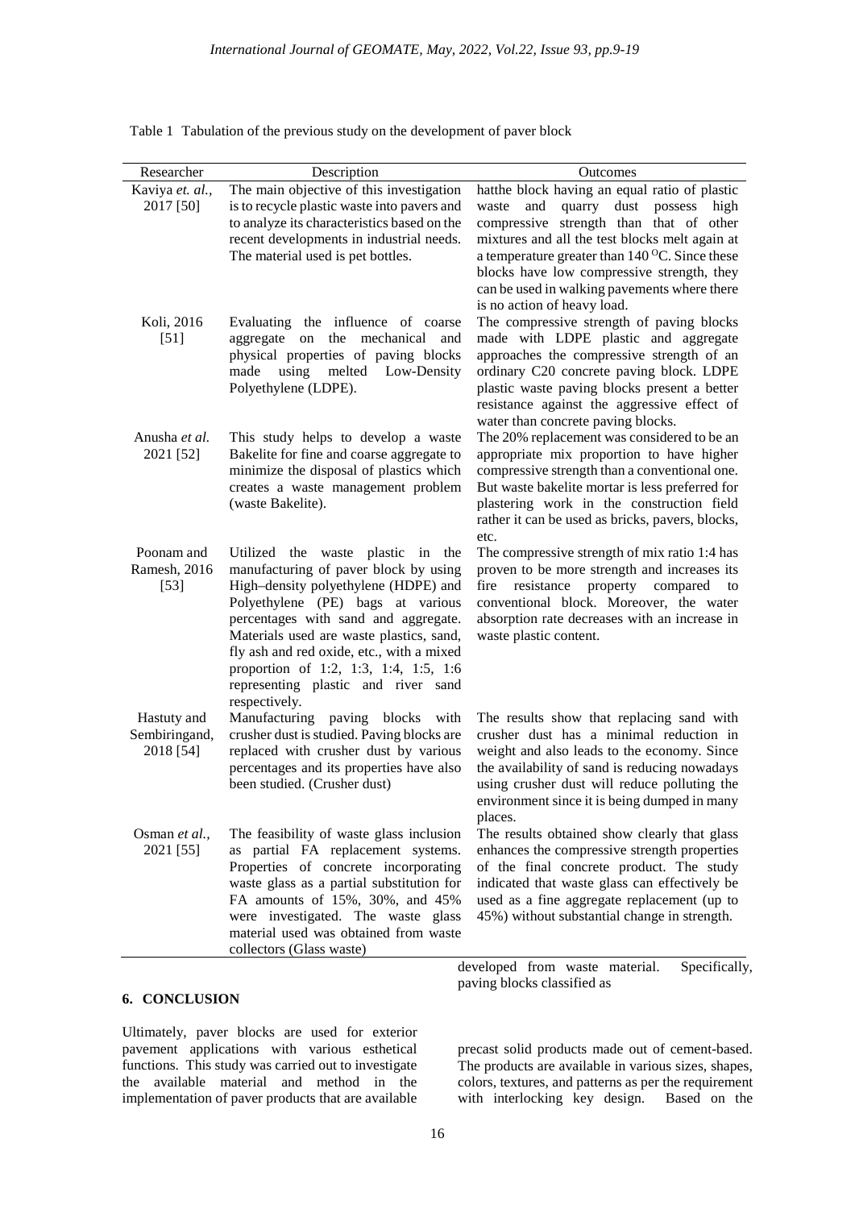Table 1 Tabulation of the previous study on the development of paver block

| Researcher | Description | Outcomes |
|---|---|---|
| Kaviya *et. al.,* 2017 [50] | The main objective of this investigation is to recycle plastic waste into pavers and to analyze its characteristics based on the recent developments in industrial needs. The material used is pet bottles. | hatthe block having an equal ratio of plastic waste and quarry dust possess high compressive strength than that of other mixtures and all the test blocks melt again at a temperature greater than 140 $^{O}$C. Since these blocks have low compressive strength, they can be used in walking pavements where there is no action of heavy load. |
| Koli, 2016 [51] | Evaluating the influence of coarse aggregate on the mechanical and physical properties of paving blocks made using melted Low-Density Polyethylene (LDPE). | The compressive strength of paving blocks made with LDPE plastic and aggregate approaches the compressive strength of an ordinary C20 concrete paving block. LDPE plastic waste paving blocks present a better resistance against the aggressive effect of water than concrete paving blocks. |
| Anusha *et al.* 2021 [52] | This study helps to develop a waste Bakelite for fine and coarse aggregate to minimize the disposal of plastics which creates a waste management problem (waste Bakelite). | The 20% replacement was considered to be an appropriate mix proportion to have higher compressive strength than a conventional one. But waste bakelite mortar is less preferred for plastering work in the construction field rather it can be used as bricks, pavers, blocks, etc. |
| Poonam and Ramesh, 2016 [53] | Utilized the waste plastic in the manufacturing of paver block by using High–density polyethylene (HDPE) and Polyethylene (PE) bags at various percentages with sand and aggregate. Materials used are waste plastics, sand, fly ash and red oxide, etc., with a mixed proportion of 1:2, 1:3, 1:4, 1:5, 1:6 representing plastic and river sand respectively. | The compressive strength of mix ratio 1:4 has proven to be more strength and increases its fire resistance property compared to conventional block. Moreover, the water absorption rate decreases with an increase in waste plastic content. |
| Hastuty and Sembiringand, 2018 [54] | Manufacturing paving blocks with crusher dust is studied. Paving blocks are replaced with crusher dust by various percentages and its properties have also been studied. (Crusher dust) | The results show that replacing sand with crusher dust has a minimal reduction in weight and also leads to the economy. Since the availability of sand is reducing nowadays using crusher dust will reduce polluting the environment since it is being dumped in many places. |
| Osman *et al.,* 2021 [55] | The feasibility of waste glass inclusion as partial FA replacement systems. Properties of concrete incorporating waste glass as a partial substitution for FA amounts of 15%, 30%, and 45% were investigated. The waste glass material used was obtained from waste collectors (Glass waste) | The results obtained show clearly that glass enhances the compressive strength properties of the final concrete product. The study indicated that waste glass can effectively be used as a fine aggregate replacement (up to 45%) without substantial change in strength. |

## 6. CONCLUSION

Ultimately, paver blocks are used for exterior pavement applications with various esthetical functions. This study was carried out to investigate the available material and method in the implementation of paver products that are available developed from waste material. Specifically, paving blocks classified as precast solid products made out of cement-based. The products are available in various sizes, shapes, colors, textures, and patterns as per the requirement with interlocking key design. Based on the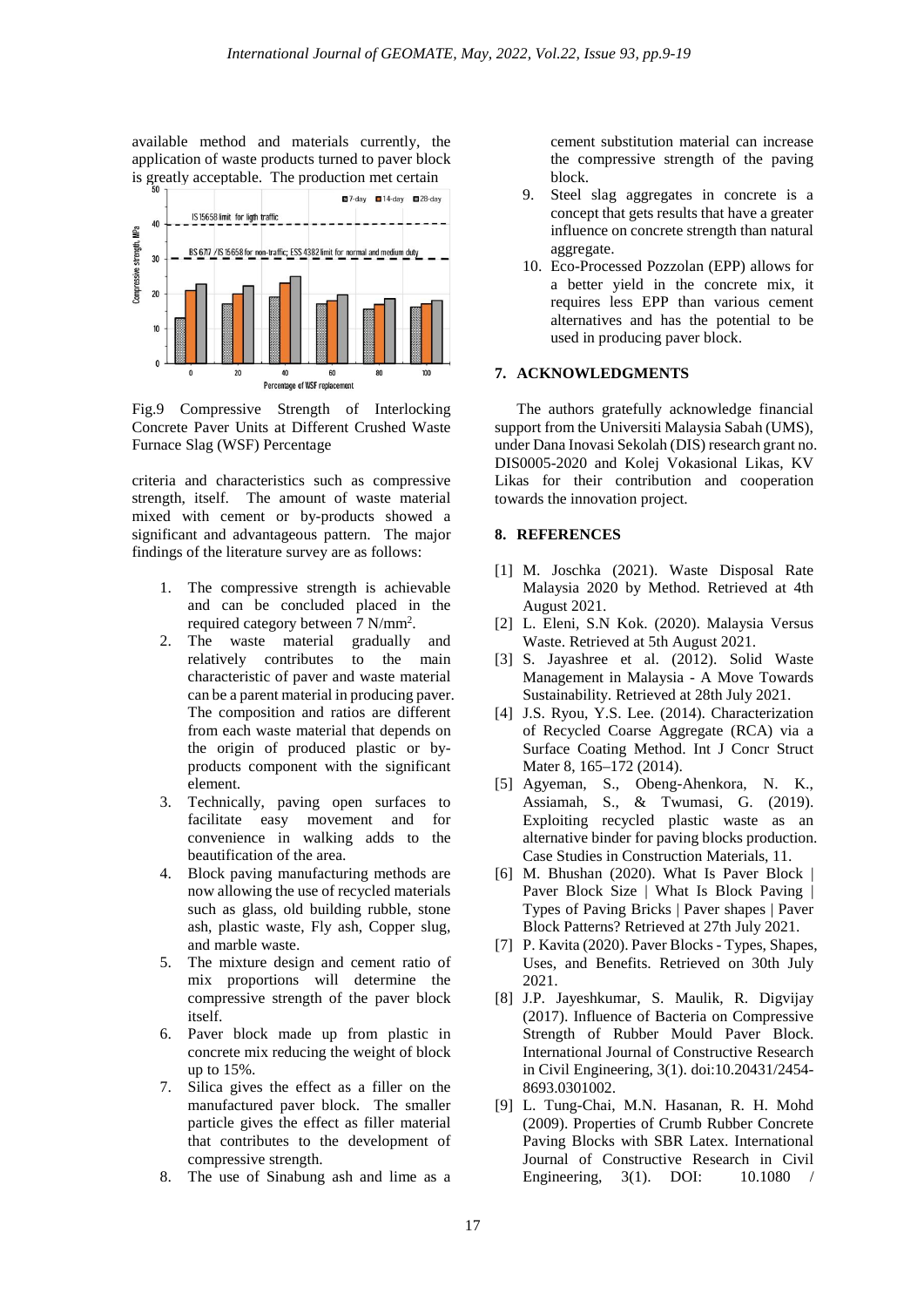available method and materials currently, the application of waste products turned to paver block is greatly acceptable. The production met certain criteria and characteristics such as compressive strength, itself. The amount of waste material mixed with cement or by-products showed a significant and advantageous pattern. The major findings of the literature survey are as follows:

Fig.9 Compressive Strength of Interlocking Concrete Paver Units at Different Crushed Waste Furnace Slag (WSF) Percentage

1. The compressive strength is achievable and can be concluded placed in the required category between 7 N/mm$^2$.
2. The waste material gradually and relatively contributes to the main characteristic of paver and waste material can be a parent material in producing paver. The composition and ratios are different from each waste material that depends on the origin of produced plastic or by-products component with the significant element.
3. Technically, paving open surfaces to facilitate easy movement and for convenience in walking adds to the beautification of the area.
4. Block paving manufacturing methods are now allowing the use of recycled materials such as glass, old building rubble, stone ash, plastic waste, Fly ash, Copper slug, and marble waste.
5. The mixture design and cement ratio of mix proportions will determine the compressive strength of the paver block itself.
6. Paver block made up from plastic in concrete mix reducing the weight of block up to 15%.
7. Silica gives the effect as a filler on the manufactured paver block. The smaller particle gives the effect as filler material that contributes to the development of compressive strength.
8. The use of Sinabung ash and lime as a cement substitution material can increase the compressive strength of the paving block.
9. Steel slag aggregates in concrete is a concept that gets results that have a greater influence on concrete strength than natural aggregate.
10. Eco-Processed Pozzolan (EPP) allows for a better yield in the concrete mix, it requires less EPP than various cement alternatives and has the potential to be used in producing paver block.

## 7. ACKNOWLEDGMENTS

The authors gratefully acknowledge financial support from the Universiti Malaysia Sabah (UMS), under Dana Inovasi Sekolah (DIS) research grant no. DIS0005-2020 and Kolej Vokasional Likas, KV Likas for their contribution and cooperation towards the innovation project.

## 8. REFERENCES

[1] M. Joschka (2021). Waste Disposal Rate Malaysia 2020 by Method. Retrieved at 4th August 2021.

[2] L. Eleni, S.N Kok. (2020). Malaysia Versus Waste. Retrieved at 5th August 2021.

[3] S. Jayashree et al. (2012). Solid Waste Management in Malaysia - A Move Towards Sustainability. Retrieved at 28th July 2021.

[4] J.S. Ryou, Y.S. Lee. (2014). Characterization of Recycled Coarse Aggregate (RCA) via a Surface Coating Method. Int J Concr Struct Mater 8, 165–172 (2014).

[5] Agyeman, S., Obeng-Ahenkora, N. K., Assiamah, S., & Twumasi, G. (2019). Exploiting recycled plastic waste as an alternative binder for paving blocks production. Case Studies in Construction Materials, 11.

[6] M. Bhushan (2020). What Is Paver Block | Paver Block Size | What Is Block Paving | Types of Paving Bricks | Paver shapes | Paver Block Patterns? Retrieved at 27th July 2021.

[7] P. Kavita (2020). Paver Blocks - Types, Shapes, Uses, and Benefits. Retrieved on 30th July 2021.

[8] J.P. Jayeshkumar, S. Maulik, R. Digvijay (2017). Influence of Bacteria on Compressive Strength of Rubber Mould Paver Block. International Journal of Constructive Research in Civil Engineering, 3(1). doi:10.20431/2454-8693.0301002.

[9] L. Tung-Chai, M.N. Hasanan, R. H. Mohd (2009). Properties of Crumb Rubber Concrete Paving Blocks with SBR Latex. International Journal of Constructive Research in Civil Engineering, 3(1). DOI: 10.1080 /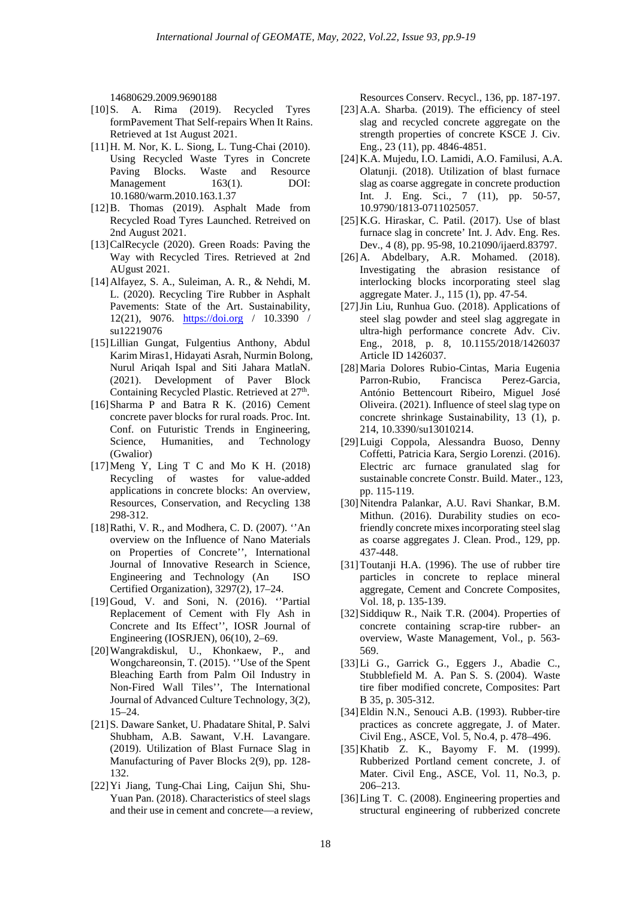14680629.2009.9690188

[10] S. A. Rima (2019). Recycled Tyres formPavement That Self-repairs When It Rains. Retrieved at 1st August 2021.

[11] H. M. Nor, K. L. Siong, L. Tung-Chai (2010). Using Recycled Waste Tyres in Concrete Paving Blocks. Waste and Resource Management 163(1). DOI: 10.1680/warm.2010.163.1.37

[12] B. Thomas (2019). Asphalt Made from Recycled Road Tyres Launched. Retreived on 2nd August 2021.

[13] CalRecycle (2020). Green Roads: Paving the Way with Recycled Tires. Retrieved at 2nd AUgust 2021.

[14] Alfayez, S. A., Suleiman, A. R., & Nehdi, M. L. (2020). Recycling Tire Rubber in Asphalt Pavements: State of the Art. Sustainability, 12(21), 9076. https://doi.org / 10.3390 / su12219076

[15] Lillian Gungat, Fulgentius Anthony, Abdul Karim Miras1, Hidayati Asrah, Nurmin Bolong, Nurul Ariqah Ispal and Siti Jahara MatlaN. (2021). Development of Paver Block Containing Recycled Plastic. Retrieved at 27th.

[16] Sharma P and Batra R K. (2016) Cement concrete paver blocks for rural roads. Proc. Int. Conf. on Futuristic Trends in Engineering, Science, Humanities, and Technology (Gwalior)

[17] Meng Y, Ling T C and Mo K H. (2018) Recycling of wastes for value-added applications in concrete blocks: An overview, Resources, Conservation, and Recycling 138 298-312.

[18] Rathi, V. R., and Modhera, C. D. (2007). ''An overview on the Influence of Nano Materials on Properties of Concrete'', International Journal of Innovative Research in Science, Engineering and Technology (An ISO Certified Organization), 3297(2), 17–24.

[19] Goud, V. and Soni, N. (2016). ''Partial Replacement of Cement with Fly Ash in Concrete and Its Effect'', IOSR Journal of Engineering (IOSRJEN), 06(10), 2–69.

[20] Wangrakdiskul, U., Khonkaew, P., and Wongchareonsin, T. (2015). ''Use of the Spent Bleaching Earth from Palm Oil Industry in Non-Fired Wall Tiles'', The International Journal of Advanced Culture Technology, 3(2), 15–24.

[21] S. Daware Sanket, U. Phadatare Shital, P. Salvi Shubham, A.B. Sawant, V.H. Lavangare. (2019). Utilization of Blast Furnace Slag in Manufacturing of Paver Blocks 2(9), pp. 128-132.

[22] Yi Jiang, Tung-Chai Ling, Caijun Shi, Shu-Yuan Pan. (2018). Characteristics of steel slags and their use in cement and concrete—a review, Resources Conserv. Recycl., 136, pp. 187-197.

[23] A.A. Sharba. (2019). The efficiency of steel slag and recycled concrete aggregate on the strength properties of concrete KSCE J. Civ. Eng., 23 (11), pp. 4846-4851.

[24] K.A. Mujedu, I.O. Lamidi, A.O. Familusi, A.A. Olatunji. (2018). Utilization of blast furnace slag as coarse aggregate in concrete production Int. J. Eng. Sci., 7 (11), pp. 50-57, 10.9790/1813-0711025057.

[25] K.G. Hiraskar, C. Patil. (2017). Use of blast furnace slag in concrete' Int. J. Adv. Eng. Res. Dev., 4 (8), pp. 95-98, 10.21090/ijaerd.83797.

[26] A. Abdelbary, A.R. Mohamed. (2018). Investigating the abrasion resistance of interlocking blocks incorporating steel slag aggregate Mater. J., 115 (1), pp. 47-54.

[27] Jin Liu, Runhua Guo. (2018). Applications of steel slag powder and steel slag aggregate in ultra-high performance concrete Adv. Civ. Eng., 2018, p. 8, 10.1155/2018/1426037 Article ID 1426037.

[28] Maria Dolores Rubio-Cintas, Maria Eugenia Parron-Rubio, Francisca Perez-Garcia, António Bettencourt Ribeiro, Miguel José Oliveira. (2021). Influence of steel slag type on concrete shrinkage Sustainability, 13 (1), p. 214, 10.3390/su13010214.

[29] Luigi Coppola, Alessandra Buoso, Denny Coffetti, Patricia Kara, Sergio Lorenzi. (2016). Electric arc furnace granulated slag for sustainable concrete Constr. Build. Mater., 123, pp. 115-119.

[30] Nitendra Palankar, A.U. Ravi Shankar, B.M. Mithun. (2016). Durability studies on eco-friendly concrete mixes incorporating steel slag as coarse aggregates J. Clean. Prod., 129, pp. 437-448.

[31] Toutanji H.A. (1996). The use of rubber tire particles in concrete to replace mineral aggregate, Cement and Concrete Composites, Vol. 18, p. 135-139.

[32] Siddiquw R., Naik T.R. (2004). Properties of concrete containing scrap-tire rubber- an overview, Waste Management, Vol., p. 563-569.

[33] Li G., Garrick G., Eggers J., Abadie C., Stubblefield M. A. Pan S. S. (2004). Waste tire fiber modified concrete, Composites: Part B 35, p. 305-312.

[34] Eldin N.N., Senouci A.B. (1993). Rubber-tire practices as concrete aggregate, J. of Mater. Civil Eng., ASCE, Vol. 5, No.4, p. 478–496.

[35] Khatib Z. K., Bayomy F. M. (1999). Rubberized Portland cement concrete, J. of Mater. Civil Eng., ASCE, Vol. 11, No.3, p. 206–213.

[36] Ling T. C. (2008). Engineering properties and structural engineering of rubberized concrete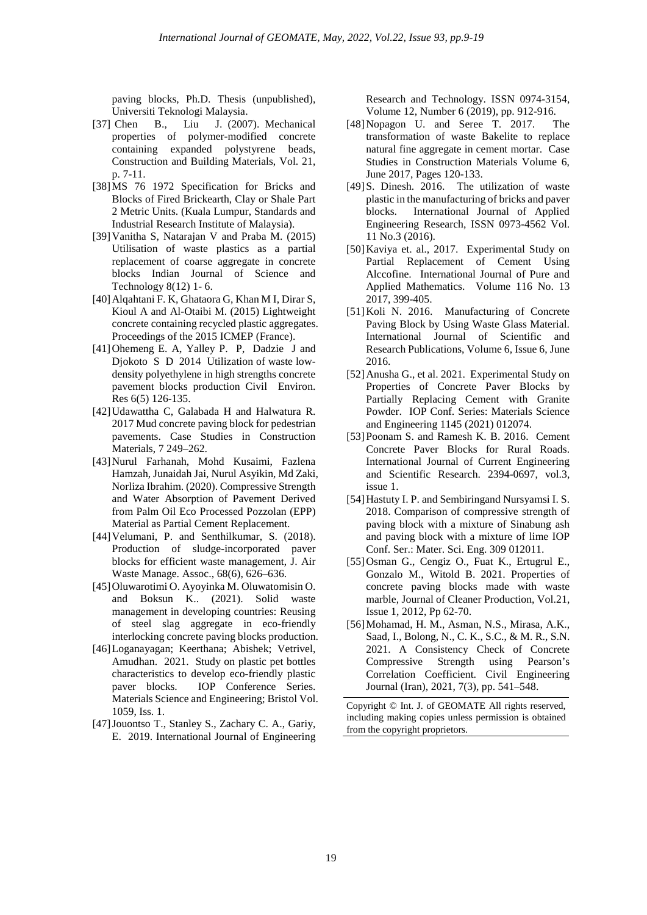paving blocks, Ph.D. Thesis (unpublished), Universiti Teknologi Malaysia.

[37] Chen B., Liu J. (2007). Mechanical properties of polymer-modified concrete containing expanded polystyrene beads, Construction and Building Materials, Vol. 21, p. 7-11.

[38] MS 76 1972 Specification for Bricks and Blocks of Fired Brickearth, Clay or Shale Part 2 Metric Units. (Kuala Lumpur, Standards and Industrial Research Institute of Malaysia).

[39] Vanitha S, Natarajan V and Praba M. (2015) Utilisation of waste plastics as a partial replacement of coarse aggregate in concrete blocks Indian Journal of Science and Technology 8(12) 1- 6.

[40] Alqahtani F. K, Ghataora G, Khan M I, Dirar S, Kioul A and Al-Otaibi M. (2015) Lightweight concrete containing recycled plastic aggregates. Proceedings of the 2015 ICMEP (France).

[41] Ohemeng E. A, Yalley P. P, Dadzie J and Djokoto S D 2014 Utilization of waste low-density polyethylene in high strengths concrete pavement blocks production Civil Environ. Res 6(5) 126-135.

[42] Udawattha C, Galabada H and Halwatura R. 2017 Mud concrete paving block for pedestrian pavements. Case Studies in Construction Materials, 7 249–262.

[43] Nurul Farhanah, Mohd Kusaimi, Fazlena Hamzah, Junaidah Jai, Nurul Asyikin, Md Zaki, Norliza Ibrahim. (2020). Compressive Strength and Water Absorption of Pavement Derived from Palm Oil Eco Processed Pozzolan (EPP) Material as Partial Cement Replacement.

[44] Velumani, P. and Senthilkumar, S. (2018). Production of sludge-incorporated paver blocks for efficient waste management, J. Air Waste Manage. Assoc., 68(6), 626–636.

[45] Oluwarotimi O. Ayoyinka M. Oluwatomisin O. and Boksun K.. (2021). Solid waste management in developing countries: Reusing of steel slag aggregate in eco-friendly interlocking concrete paving blocks production.

[46] Loganayagan; Keerthana; Abishek; Vetrivel, Amudhan. 2021. Study on plastic pet bottles characteristics to develop eco-friendly plastic paver blocks. IOP Conference Series. Materials Science and Engineering; Bristol Vol. 1059, Iss. 1.

[47] Jouontso T., Stanley S., Zachary C. A., Gariy, E. 2019. International Journal of Engineering Research and Technology. ISSN 0974-3154, Volume 12, Number 6 (2019), pp. 912-916.

[48] Nopagon U. and Seree T. 2017. The transformation of waste Bakelite to replace natural fine aggregate in cement mortar. Case Studies in Construction Materials Volume 6, June 2017, Pages 120-133.

[49] S. Dinesh. 2016. The utilization of waste plastic in the manufacturing of bricks and paver blocks. International Journal of Applied Engineering Research, ISSN 0973-4562 Vol. 11 No.3 (2016).

[50] Kaviya et. al., 2017. Experimental Study on Partial Replacement of Cement Using Alccofine. International Journal of Pure and Applied Mathematics. Volume 116 No. 13 2017, 399-405.

[51] Koli N. 2016. Manufacturing of Concrete Paving Block by Using Waste Glass Material. International Journal of Scientific and Research Publications, Volume 6, Issue 6, June 2016.

[52] Anusha G., et al. 2021. Experimental Study on Properties of Concrete Paver Blocks by Partially Replacing Cement with Granite Powder. IOP Conf. Series: Materials Science and Engineering 1145 (2021) 012074.

[53] Poonam S. and Ramesh K. B. 2016. Cement Concrete Paver Blocks for Rural Roads. International Journal of Current Engineering and Scientific Research. 2394-0697, vol.3, issue 1.

[54] Hastuty I. P. and Sembiringand Nursyamsi I. S. 2018. Comparison of compressive strength of paving block with a mixture of Sinabung ash and paving block with a mixture of lime IOP Conf. Ser.: Mater. Sci. Eng. 309 012011.

[55] Osman G., Cengiz O., Fuat K., Ertugrul E., Gonzalo M., Witold B. 2021. Properties of concrete paving blocks made with waste marble, Journal of Cleaner Production, Vol.21, Issue 1, 2012, Pp 62-70.

[56] Mohamad, H. M., Asman, N.S., Mirasa, A.K., Saad, I., Bolong, N., C. K., S.C., & M. R., S.N. 2021. A Consistency Check of Concrete Compressive Strength using Pearson's Correlation Coefficient. Civil Engineering Journal (Iran), 2021, 7(3), pp. 541–548.

---

Copyright © Int. J. of GEOMATE All rights reserved, including making copies unless permission is obtained from the copyright proprietors.